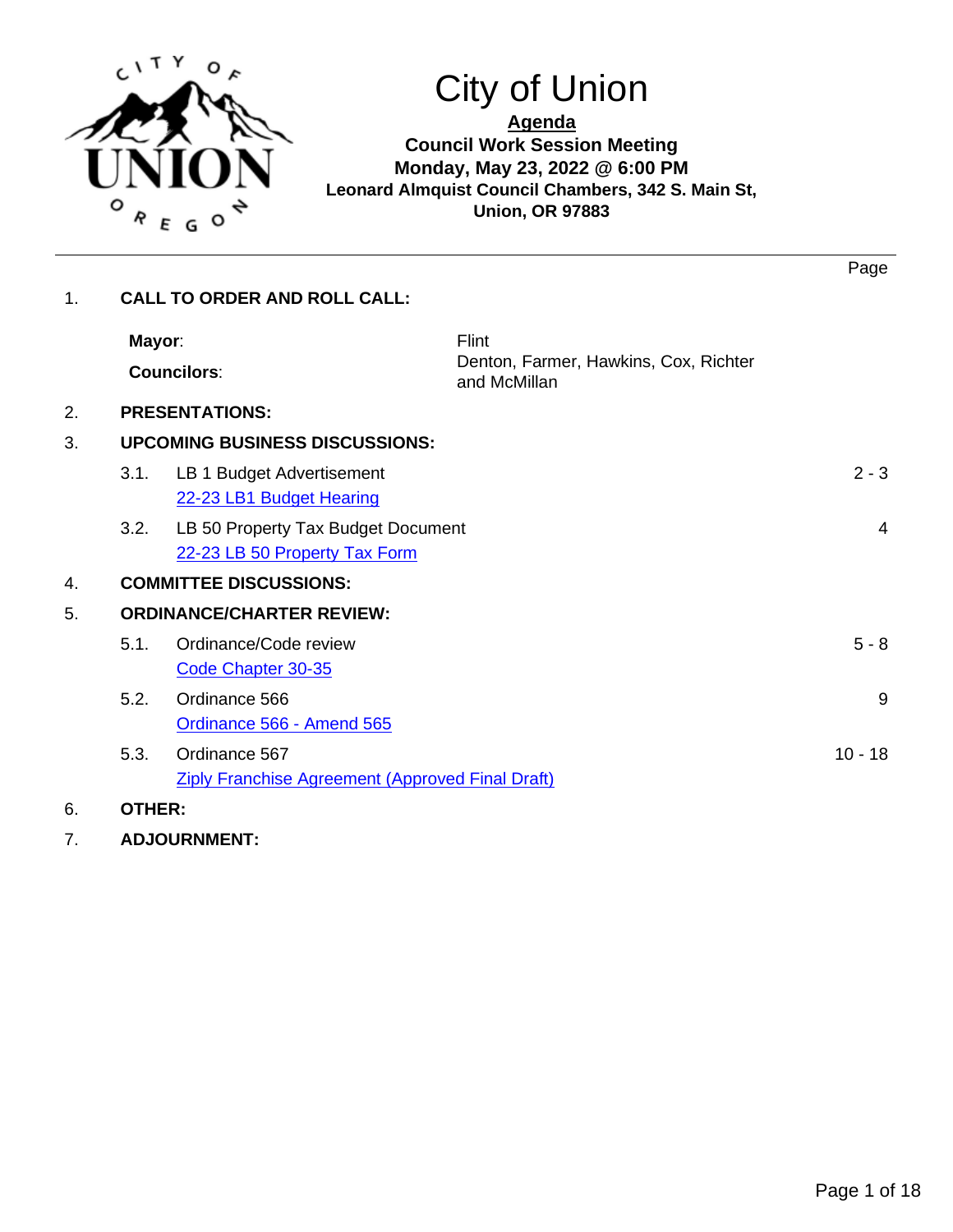# City of Union

**Agenda**
**Council Work Session Meeting**
**Monday, May 23, 2022 @ 6:00 PM**
**Leonard Almquist Council Chambers, 342 S. Main St, Union, OR 97883**

---

| | | Page |
|---|---|---|
| 1. | **CALL TO ORDER AND ROLL CALL:** | |
| | **Mayor**: Flint | |
| | **Councilors**: Denton, Farmer, Hawkins, Cox, Richter and McMillan | |
| 2. | **PRESENTATIONS:** | |
| 3. | **UPCOMING BUSINESS DISCUSSIONS:** | |
| 3.1. | LB 1 Budget Advertisement<br>22-23 LB1 Budget Hearing | 2 - 3 |
| 3.2. | LB 50 Property Tax Budget Document<br>22-23 LB 50 Property Tax Form | 4 |
| 4. | **COMMITTEE DISCUSSIONS:** | |
| 5. | **ORDINANCE/CHARTER REVIEW:** | |
| 5.1. | Ordinance/Code review<br>Code Chapter 30-35 | 5 - 8 |
| 5.2. | Ordinance 566<br>Ordinance 566 - Amend 565 | 9 |
| 5.3. | Ordinance 567<br>Ziply Franchise Agreement (Approved Final Draft) | 10 - 18 |
| 6. | **OTHER:** | |
| 7. | **ADJOURNMENT:** | |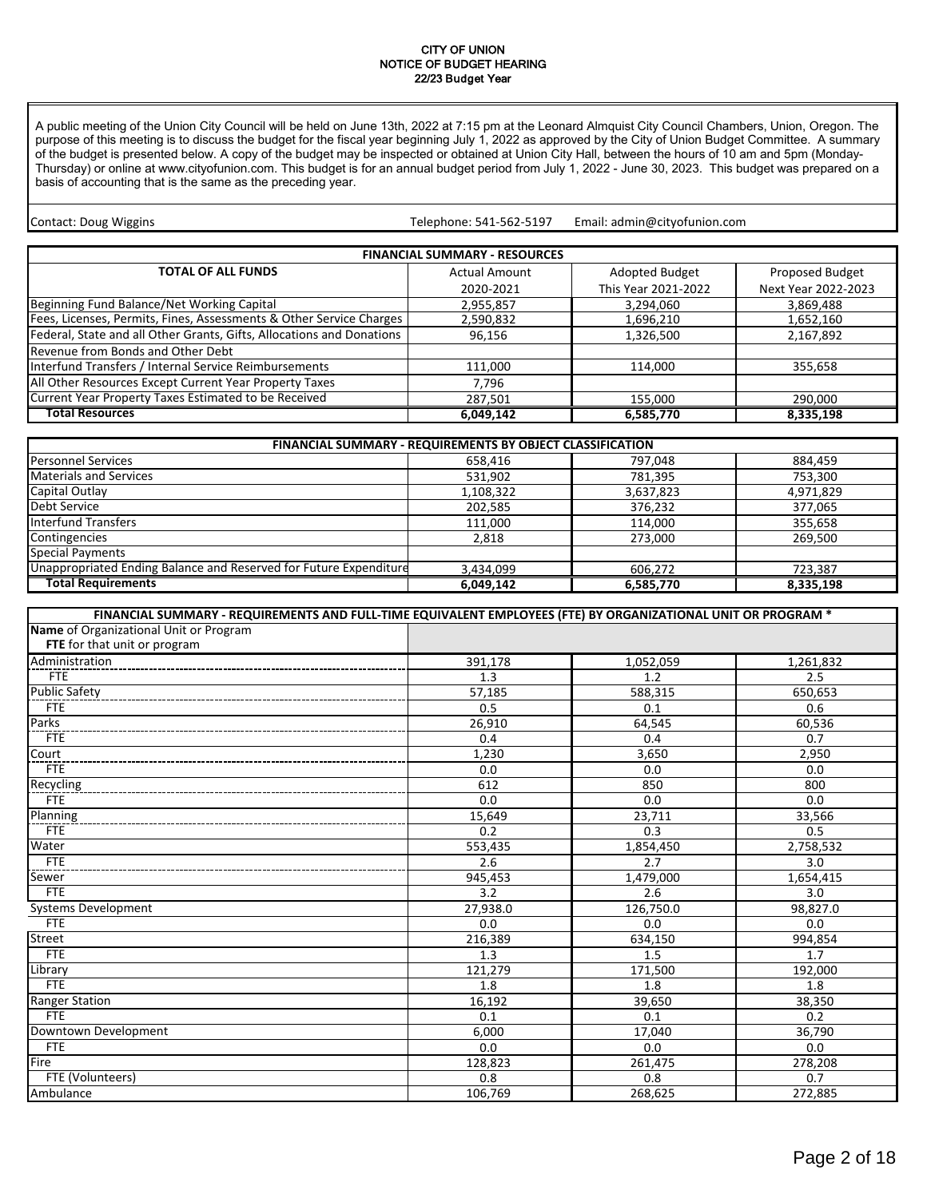# CITY OF UNION
## NOTICE OF BUDGET HEARING
### 22/23 Budget Year

A public meeting of the Union City Council will be held on June 13th, 2022 at 7:15 pm at the Leonard Almquist City Council Chambers, Union, Oregon. The purpose of this meeting is to discuss the budget for the fiscal year beginning July 1, 2022 as approved by the City of Union Budget Committee. A summary of the budget is presented below. A copy of the budget may be inspected or obtained at Union City Hall, between the hours of 10 am and 5pm (Monday-Thursday) or online at www.cityofunion.com. This budget is for an annual budget period from July 1, 2022 - June 30, 2023. This budget was prepared on a basis of accounting that is the same as the preceding year.

Contact: Doug Wiggins    Telephone: 541-562-5197    Email: admin@cityofunion.com

| FINANCIAL SUMMARY - RESOURCES | | | |
|---|---|---|---|
| **TOTAL OF ALL FUNDS** | Actual Amount 2020-2021 | Adopted Budget This Year 2021-2022 | Proposed Budget Next Year 2022-2023 |
| Beginning Fund Balance/Net Working Capital | 2,955,857 | 3,294,060 | 3,869,488 |
| Fees, Licenses, Permits, Fines, Assessments & Other Service Charges | 2,590,832 | 1,696,210 | 1,652,160 |
| Federal, State and all Other Grants, Gifts, Allocations and Donations | 96,156 | 1,326,500 | 2,167,892 |
| Revenue from Bonds and Other Debt | | | |
| Interfund Transfers / Internal Service Reimbursements | 111,000 | 114,000 | 355,658 |
| All Other Resources Except Current Year Property Taxes | 7,796 | | |
| Current Year Property Taxes Estimated to be Received | 287,501 | 155,000 | 290,000 |
| **Total Resources** | **6,049,142** | **6,585,770** | **8,335,198** |

| FINANCIAL SUMMARY - REQUIREMENTS BY OBJECT CLASSIFICATION | | | |
|---|---|---|---|
| Personnel Services | 658,416 | 797,048 | 884,459 |
| Materials and Services | 531,902 | 781,395 | 753,300 |
| Capital Outlay | 1,108,322 | 3,637,823 | 4,971,829 |
| Debt Service | 202,585 | 376,232 | 377,065 |
| Interfund Transfers | 111,000 | 114,000 | 355,658 |
| Contingencies | 2,818 | 273,000 | 269,500 |
| Special Payments | | | |
| Unappropriated Ending Balance and Reserved for Future Expenditure | 3,434,099 | 606,272 | 723,387 |
| **Total Requirements** | **6,049,142** | **6,585,770** | **8,335,198** |

| FINANCIAL SUMMARY - REQUIREMENTS AND FULL-TIME EQUIVALENT EMPLOYEES (FTE) BY ORGANIZATIONAL UNIT OR PROGRAM * | | | |
|---|---|---|---|
| **Name** of Organizational Unit or Program<br>**FTE** for that unit or program | | | |
| Administration | 391,178 | 1,052,059 | 1,261,832 |
| FTE | 1.3 | 1.2 | 2.5 |
| Public Safety | 57,185 | 588,315 | 650,653 |
| FTE | 0.5 | 0.1 | 0.6 |
| Parks | 26,910 | 64,545 | 60,536 |
| FTE | 0.4 | 0.4 | 0.7 |
| Court | 1,230 | 3,650 | 2,950 |
| FTE | 0.0 | 0.0 | 0.0 |
| Recycling | 612 | 850 | 800 |
| FTE | 0.0 | 0.0 | 0.0 |
| Planning | 15,649 | 23,711 | 33,566 |
| FTE | 0.2 | 0.3 | 0.5 |
| Water | 553,435 | 1,854,450 | 2,758,532 |
| FTE | 2.6 | 2.7 | 3.0 |
| Sewer | 945,453 | 1,479,000 | 1,654,415 |
| FTE | 3.2 | 2.6 | 3.0 |
| Systems Development | 27,938.0 | 126,750.0 | 98,827.0 |
| FTE | 0.0 | 0.0 | 0.0 |
| Street | 216,389 | 634,150 | 994,854 |
| FTE | 1.3 | 1.5 | 1.7 |
| Library | 121,279 | 171,500 | 192,000 |
| FTE | 1.8 | 1.8 | 1.8 |
| Ranger Station | 16,192 | 39,650 | 38,350 |
| FTE | 0.1 | 0.1 | 0.2 |
| Downtown Development | 6,000 | 17,040 | 36,790 |
| FTE | 0.0 | 0.0 | 0.0 |
| Fire | 128,823 | 261,475 | 278,208 |
| FTE (Volunteers) | 0.8 | 0.8 | 0.7 |
| Ambulance | 106,769 | 268,625 | 272,885 |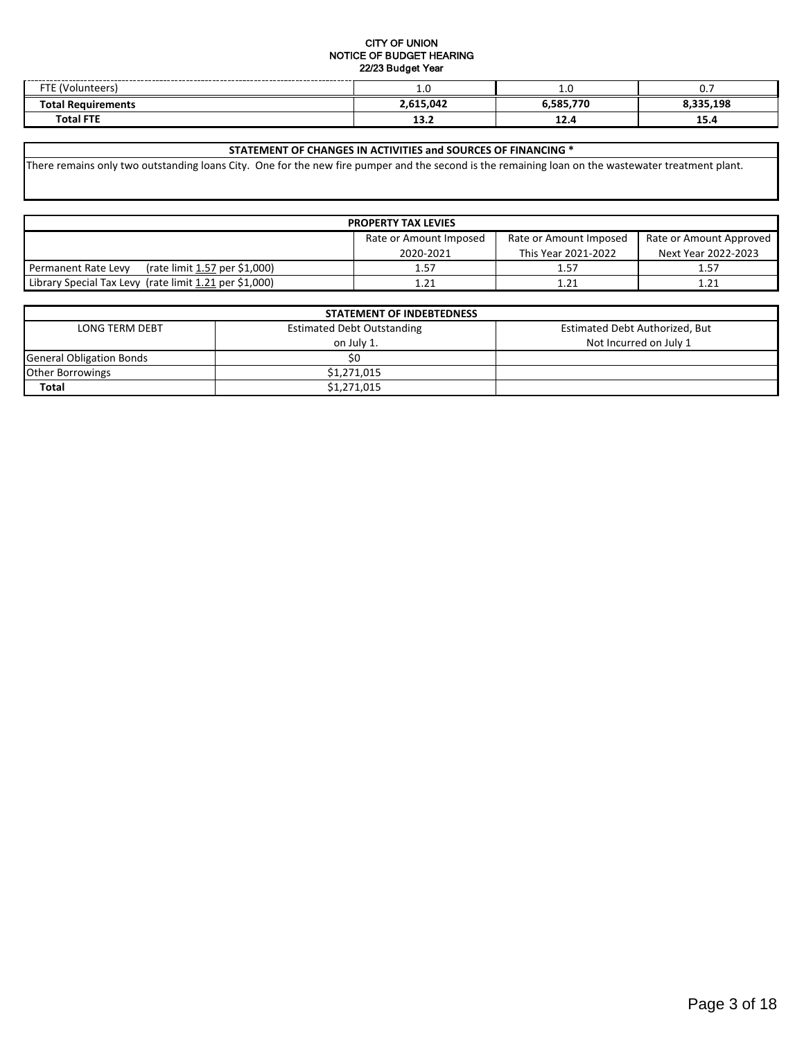CITY OF UNION
NOTICE OF BUDGET HEARING
22/23 Budget Year

| | | | |
|---|---|---|---|
| FTE (Volunteers) | 1.0 | 1.0 | 0.7 |
| **Total Requirements** | **2,615,042** | **6,585,770** | **8,335,198** |
| **Total FTE** | **13.2** | **12.4** | **15.4** |

| STATEMENT OF CHANGES IN ACTIVITIES and SOURCES OF FINANCING * |
|---|
| There remains only two outstanding loans City. One for the new fire pumper and the second is the remaining loan on the wastewater treatment plant. |

| PROPERTY TAX LEVIES | | | |
|---|---|---|---|
| | Rate or Amount Imposed 2020-2021 | Rate or Amount Imposed This Year 2021-2022 | Rate or Amount Approved Next Year 2022-2023 |
| Permanent Rate Levy (rate limit 1.57 per $1,000) | 1.57 | 1.57 | 1.57 |
| Library Special Tax Levy (rate limit 1.21 per $1,000) | 1.21 | 1.21 | 1.21 |

| STATEMENT OF INDEBTEDNESS | | |
|---|---|---|
| LONG TERM DEBT | Estimated Debt Outstanding on July 1. | Estimated Debt Authorized, But Not Incurred on July 1 |
| General Obligation Bonds | $0 | |
| Other Borrowings | $1,271,015 | |
| **Total** | $1,271,015 | |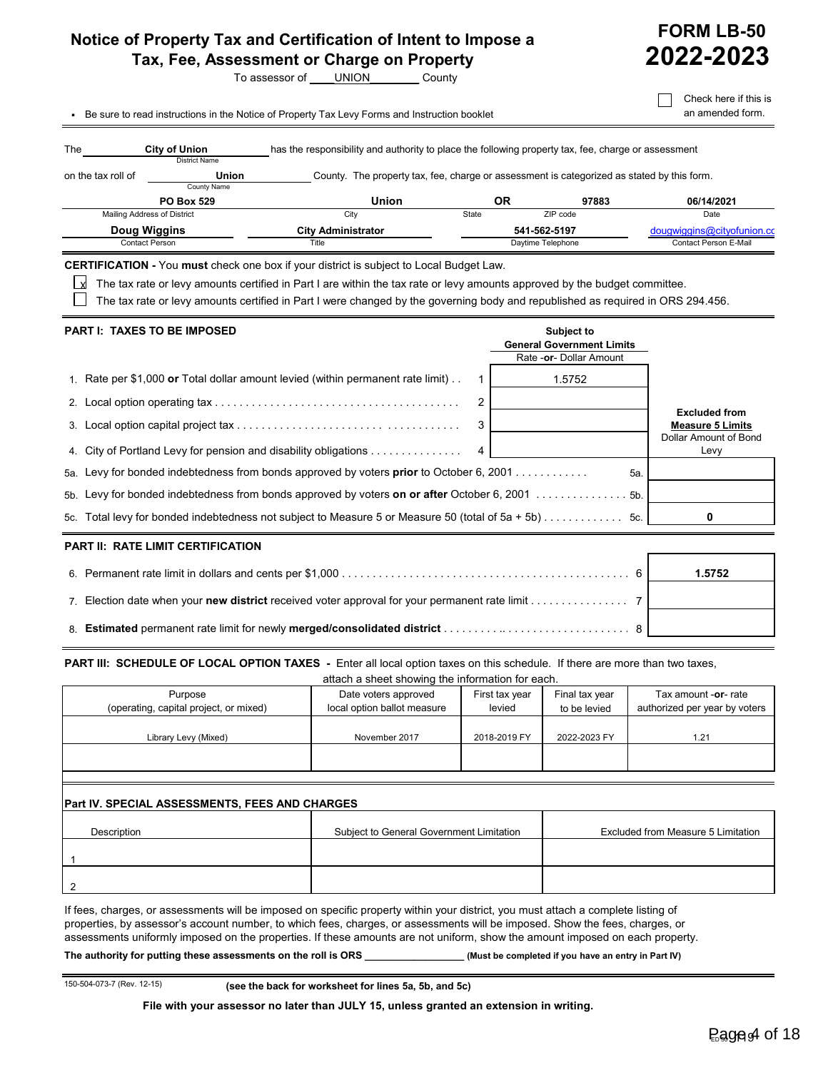# Notice of Property Tax and Certification of Intent to Impose a Tax, Fee, Assessment or Charge on Property

**FORM LB-50**
**2022-2023**

To assessor of \_\_\_\_UNION\_\_\_\_\_\_\_\_ County

☐ Check here if this is an amended form.

- Be sure to read instructions in the Notice of Property Tax Levy Forms and Instruction booklet

The **City of Union** (District Name) has the responsibility and authority to place the following property tax, fee, charge or assessment on the tax roll of **Union** (County Name) County. The property tax, fee, charge or assessment is categorized as stated by this form.

| PO Box 529 | Union | OR | 97883 | 06/14/2021 |
|---|---|---|---|---|
| Mailing Address of District | City | State | ZIP code | Date |

| Doug Wiggins | City Administrator | 541-562-5197 | dougwiggins@cityofunion.co |
|---|---|---|---|
| Contact Person | Title | Daytime Telephone | Contact Person E-Mail |

**CERTIFICATION -** You **must** check one box if your district is subject to Local Budget Law.

- [x] The tax rate or levy amounts certified in Part I are within the tax rate or levy amounts approved by the budget committee.
- [ ] The tax rate or levy amounts certified in Part I were changed by the governing body and republished as required in ORS 294.456.

## PART I: TAXES TO BE IMPOSED

| | | Subject to General Government Limits (Rate -or- Dollar Amount) | Excluded from Measure 5 Limits (Dollar Amount of Bond Levy) |
|---|---|---|---|
| 1. Rate per $1,000 **or** Total dollar amount levied (within permanent rate limit) | 1 | 1.5752 | |
| 2. Local option operating tax | 2 | | |
| 3. Local option capital project tax | 3 | | |
| 4. City of Portland Levy for pension and disability obligations | 4 | | |
| 5a. Levy for bonded indebtedness from bonds approved by voters **prior** to October 6, 2001 | 5a. | | |
| 5b. Levy for bonded indebtedness from bonds approved by voters **on or after** October 6, 2001 | 5b. | | |
| 5c. Total levy for bonded indebtedness not subject to Measure 5 or Measure 50 (total of 5a + 5b) | 5c. | | 0 |

## PART II: RATE LIMIT CERTIFICATION

| | | |
|---|---|---|
| 6. Permanent rate limit in dollars and cents per $1,000 | 6 | 1.5752 |
| 7. Election date when your **new district** received voter approval for your permanent rate limit | 7 | |
| 8. **Estimated** permanent rate limit for newly **merged/consolidated district** | 8 | |

## PART III: SCHEDULE OF LOCAL OPTION TAXES - Enter all local option taxes on this schedule. If there are more than two taxes, attach a sheet showing the information for each.

| Purpose (operating, capital project, or mixed) | Date voters approved local option ballot measure | First tax year levied | Final tax year to be levied | Tax amount -or- rate authorized per year by voters |
|---|---|---|---|---|
| Library Levy (Mixed) | November 2017 | 2018-2019 FY | 2022-2023 FY | 1.21 |
| | | | | |

## Part IV. SPECIAL ASSESSMENTS, FEES AND CHARGES

| Description | Subject to General Government Limitation | Excluded from Measure 5 Limitation |
|---|---|---|
| 1 | | |
| 2 | | |

If fees, charges, or assessments will be imposed on specific property within your district, you must attach a complete listing of properties, by assessor's account number, to which fees, charges, or assessments will be imposed. Show the fees, charges, or assessments uniformly imposed on the properties. If these amounts are not uniform, show the amount imposed on each property.

**The authority for putting these assessments on the roll is ORS \_\_\_\_\_\_\_\_\_\_\_\_\_\_\_\_\_ (Must be completed if you have an entry in Part IV)**

150-504-073-7 (Rev. 12-15) **(see the back for worksheet for lines 5a, 5b, and 5c)**

**File with your assessor no later than JULY 15, unless granted an extension in writing.**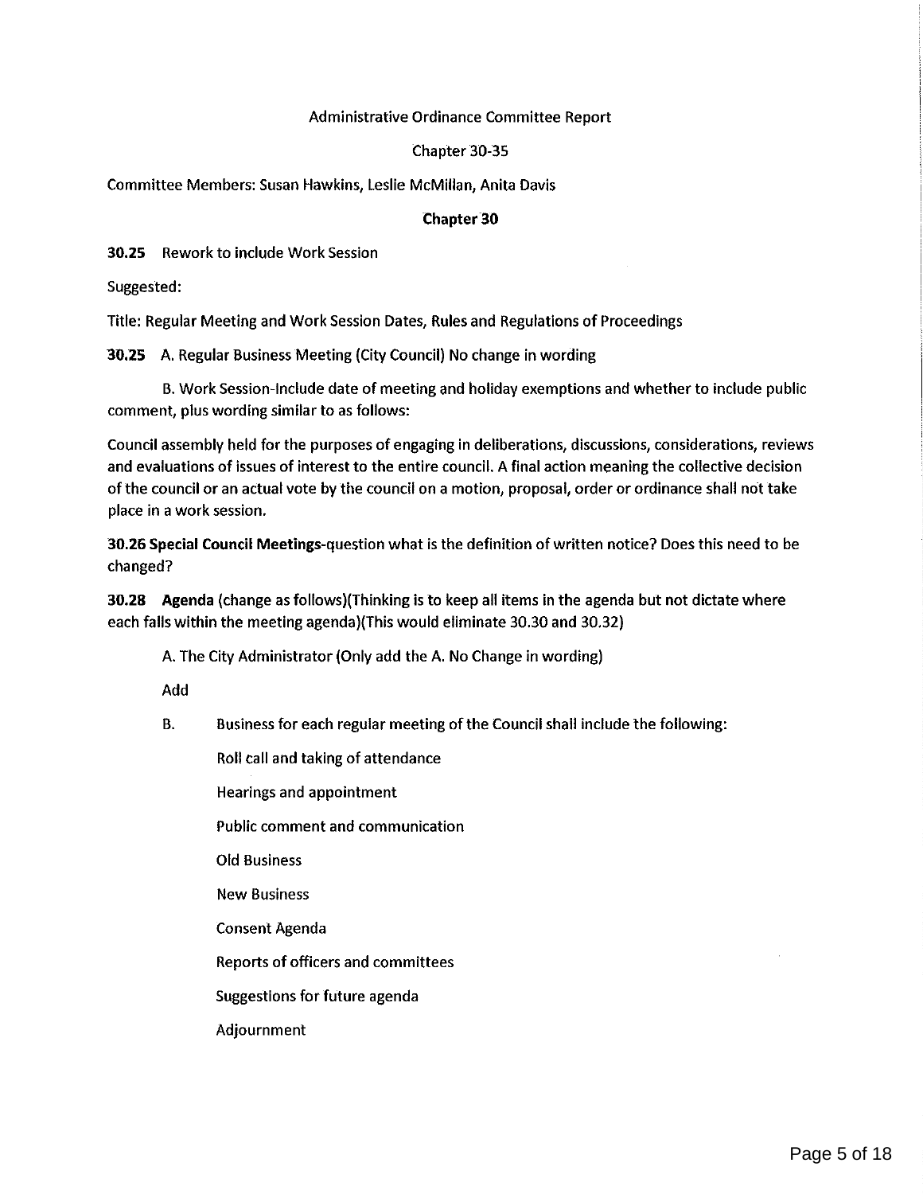Administrative Ordinance Committee Report

Chapter 30-35

Committee Members: Susan Hawkins, Leslie McMillan, Anita Davis

**Chapter 30**

**30.25** Rework to include Work Session

Suggested:

Title: Regular Meeting and Work Session Dates, Rules and Regulations of Proceedings

**30.25** A. Regular Business Meeting (City Council) No change in wording

B. Work Session-Include date of meeting and holiday exemptions and whether to include public comment, plus wording similar to as follows:

Council assembly held for the purposes of engaging in deliberations, discussions, considerations, reviews and evaluations of issues of interest to the entire council. A final action meaning the collective decision of the council or an actual vote by the council on a motion, proposal, order or ordinance shall not take place in a work session.

**30.26 Special Council Meetings**-question what is the definition of written notice? Does this need to be changed?

**30.28 Agenda** (change as follows)(Thinking is to keep all items in the agenda but not dictate where each falls within the meeting agenda)(This would eliminate 30.30 and 30.32)

A. The City Administrator (Only add the A. No Change in wording)

Add

B. Business for each regular meeting of the Council shall include the following:

Roll call and taking of attendance

Hearings and appointment

Public comment and communication

Old Business

New Business

Consent Agenda

Reports of officers and committees

Suggestions for future agenda

Adjournment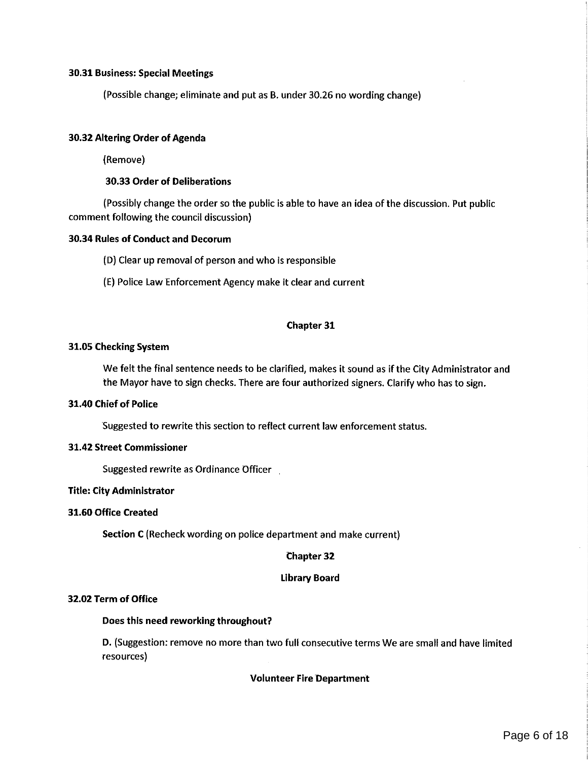**30.31 Business: Special Meetings**

(Possible change; eliminate and put as B. under 30.26 no wording change)

**30.32 Altering Order of Agenda**

(Remove)

**30.33 Order of Deliberations**

(Possibly change the order so the public is able to have an idea of the discussion. Put public comment following the council discussion)

**30.34 Rules of Conduct and Decorum**

(D) Clear up removal of person and who is responsible

(E) Police Law Enforcement Agency make it clear and current

## Chapter 31

**31.05 Checking System**

We felt the final sentence needs to be clarified, makes it sound as if the City Administrator and the Mayor have to sign checks. There are four authorized signers. Clarify who has to sign.

**31.40 Chief of Police**

Suggested to rewrite this section to reflect current law enforcement status.

**31.42 Street Commissioner**

Suggested rewrite as Ordinance Officer

**Title: City Administrator**

**31.60 Office Created**

**Section C** (Recheck wording on police department and make current)

## Chapter 32

**Library Board**

**32.02 Term of Office**

**Does this need reworking throughout?**

**D.** (Suggestion: remove no more than two full consecutive terms We are small and have limited resources)

**Volunteer Fire Department**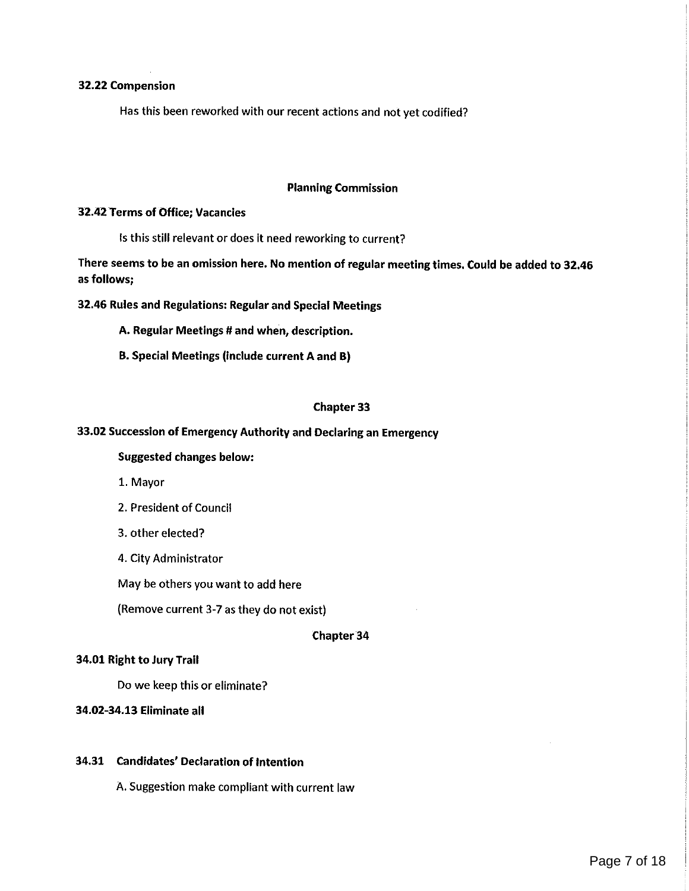**32.22 Compension**

Has this been reworked with our recent actions and not yet codified?

**Planning Commission**

**32.42 Terms of Office; Vacancies**

Is this still relevant or does it need reworking to current?

**There seems to be an omission here. No mention of regular meeting times. Could be added to 32.46 as follows;**

**32.46 Rules and Regulations: Regular and Special Meetings**

**A. Regular Meetings # and when, description.**

**B. Special Meetings (include current A and B)**

**Chapter 33**

**33.02 Succession of Emergency Authority and Declaring an Emergency**

**Suggested changes below:**

1. Mayor
2. President of Council
3. other elected?
4. City Administrator

May be others you want to add here

(Remove current 3-7 as they do not exist)

**Chapter 34**

**34.01 Right to Jury Trail**

Do we keep this or eliminate?

**34.02-34.13 Eliminate all**

**34.31 Candidates' Declaration of Intention**

A. Suggestion make compliant with current law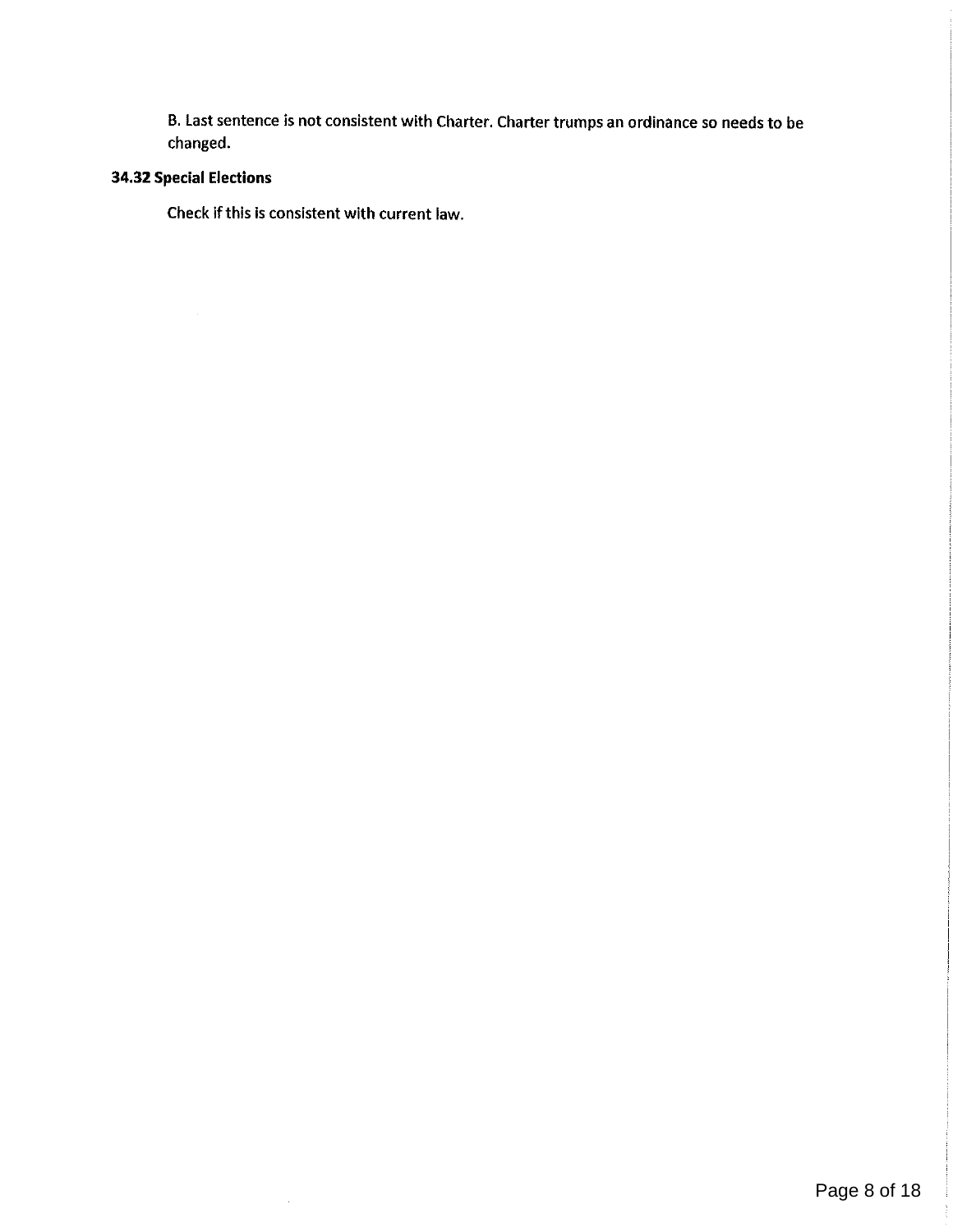B. Last sentence is not consistent with Charter. Charter trumps an ordinance so needs to be changed.

**34.32 Special Elections**

Check if this is consistent with current law.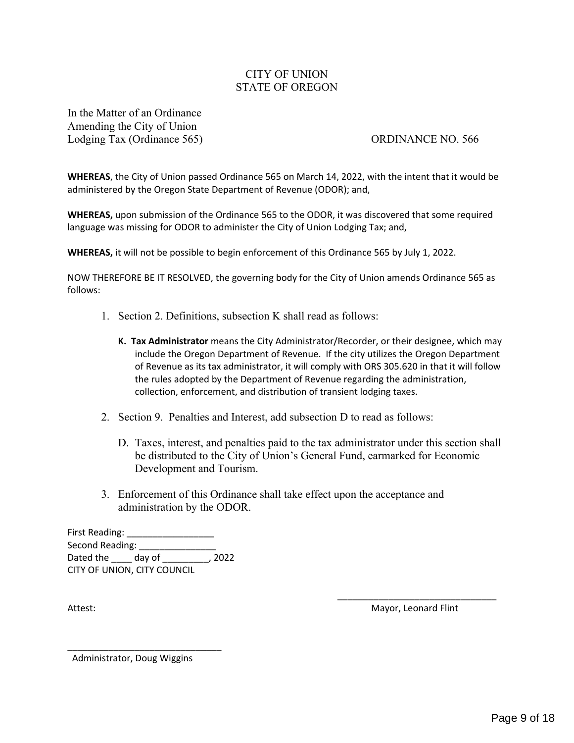# CITY OF UNION
# STATE OF OREGON

In the Matter of an Ordinance
Amending the City of Union
Lodging Tax (Ordinance 565)

ORDINANCE NO. 566

**WHEREAS**, the City of Union passed Ordinance 565 on March 14, 2022, with the intent that it would be administered by the Oregon State Department of Revenue (ODOR); and,

**WHEREAS,** upon submission of the Ordinance 565 to the ODOR, it was discovered that some required language was missing for ODOR to administer the City of Union Lodging Tax; and,

**WHEREAS,** it will not be possible to begin enforcement of this Ordinance 565 by July 1, 2022.

NOW THEREFORE BE IT RESOLVED, the governing body for the City of Union amends Ordinance 565 as follows:

1. Section 2. Definitions, subsection K shall read as follows:

   **K. Tax Administrator** means the City Administrator/Recorder, or their designee, which may include the Oregon Department of Revenue. If the city utilizes the Oregon Department of Revenue as its tax administrator, it will comply with ORS 305.620 in that it will follow the rules adopted by the Department of Revenue regarding the administration, collection, enforcement, and distribution of transient lodging taxes.

2. Section 9. Penalties and Interest, add subsection D to read as follows:

   D. Taxes, interest, and penalties paid to the tax administrator under this section shall be distributed to the City of Union's General Fund, earmarked for Economic Development and Tourism.

3. Enforcement of this Ordinance shall take effect upon the acceptance and administration by the ODOR.

First Reading: _________________
Second Reading: ________________
Dated the ____ day of _________, 2022
CITY OF UNION, CITY COUNCIL

_______________________________
Mayor, Leonard Flint

Attest:

_______________________________
Administrator, Doug Wiggins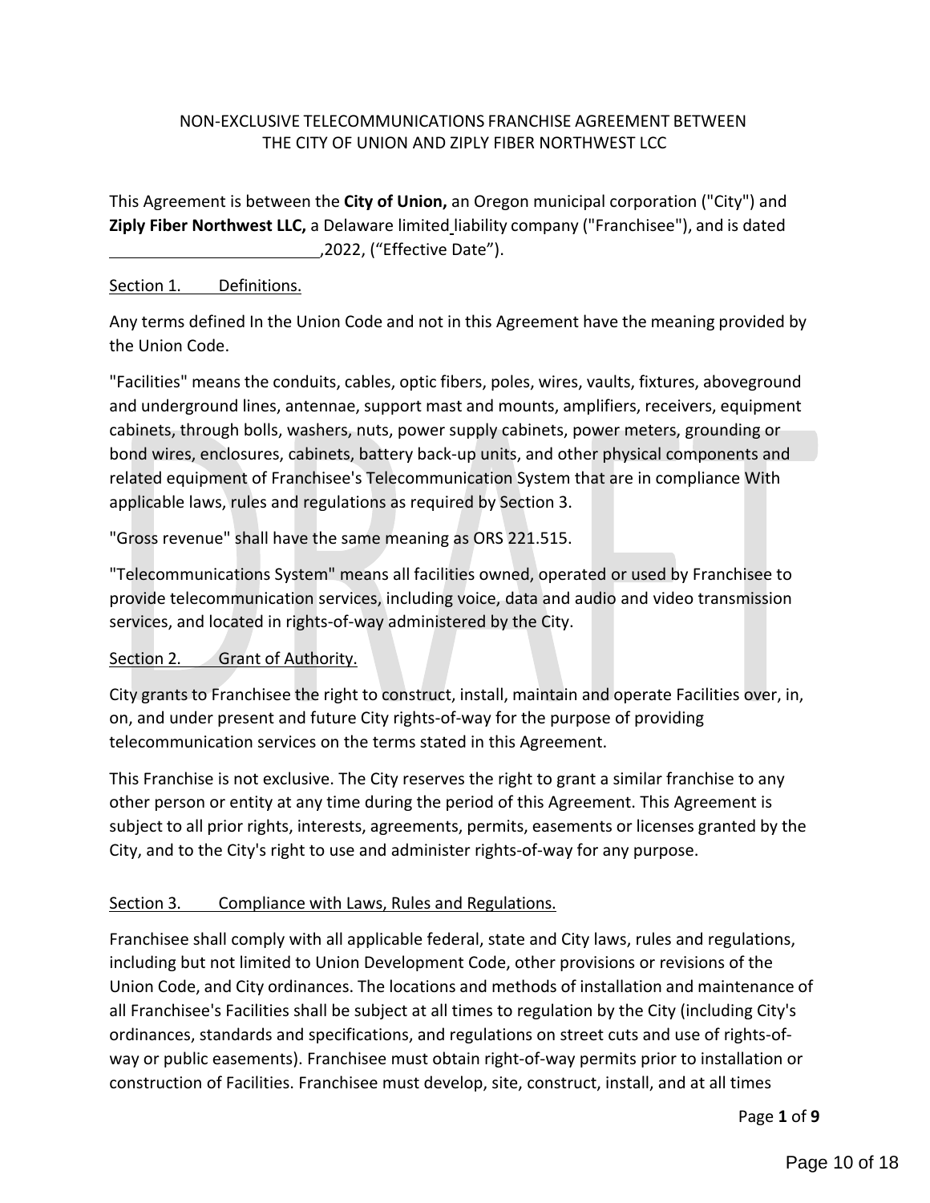NON-EXCLUSIVE TELECOMMUNICATIONS FRANCHISE AGREEMENT BETWEEN THE CITY OF UNION AND ZIPLY FIBER NORTHWEST LCC

This Agreement is between the **City of Union,** an Oregon municipal corporation ("City") and **Ziply Fiber Northwest LLC,** a Delaware limited liability company ("Franchisee"), and is dated \_\_\_\_\_\_\_\_\_\_\_\_\_\_\_\_\_\_\_\_\_\_\_\_,2022, ("Effective Date").

Section 1. Definitions.

Any terms defined In the Union Code and not in this Agreement have the meaning provided by the Union Code.

"Facilities" means the conduits, cables, optic fibers, poles, wires, vaults, fixtures, aboveground and underground lines, antennae, support mast and mounts, amplifiers, receivers, equipment cabinets, through bolls, washers, nuts, power supply cabinets, power meters, grounding or bond wires, enclosures, cabinets, battery back-up units, and other physical components and related equipment of Franchisee's Telecommunication System that are in compliance With applicable laws, rules and regulations as required by Section 3.

"Gross revenue" shall have the same meaning as ORS 221.515.

"Telecommunications System" means all facilities owned, operated or used by Franchisee to provide telecommunication services, including voice, data and audio and video transmission services, and located in rights-of-way administered by the City.

Section 2. Grant of Authority.

City grants to Franchisee the right to construct, install, maintain and operate Facilities over, in, on, and under present and future City rights-of-way for the purpose of providing telecommunication services on the terms stated in this Agreement.

This Franchise is not exclusive. The City reserves the right to grant a similar franchise to any other person or entity at any time during the period of this Agreement. This Agreement is subject to all prior rights, interests, agreements, permits, easements or licenses granted by the City, and to the City's right to use and administer rights-of-way for any purpose.

Section 3. Compliance with Laws, Rules and Regulations.

Franchisee shall comply with all applicable federal, state and City laws, rules and regulations, including but not limited to Union Development Code, other provisions or revisions of the Union Code, and City ordinances. The locations and methods of installation and maintenance of all Franchisee's Facilities shall be subject at all times to regulation by the City (including City's ordinances, standards and specifications, and regulations on street cuts and use of rights-of-way or public easements). Franchisee must obtain right-of-way permits prior to installation or construction of Facilities. Franchisee must develop, site, construct, install, and at all times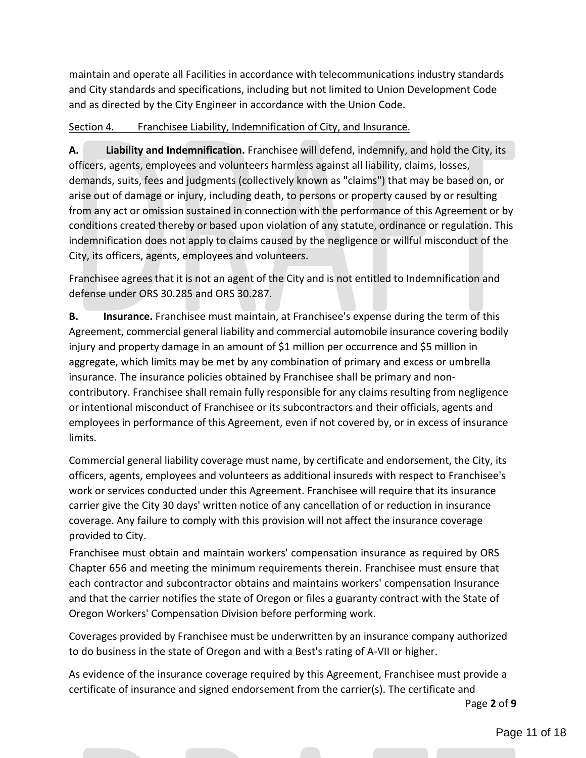maintain and operate all Facilities in accordance with telecommunications industry standards and City standards and specifications, including but not limited to Union Development Code and as directed by the City Engineer in accordance with the Union Code.

Section 4. Franchisee Liability, Indemnification of City, and Insurance.

**A. Liability and Indemnification.** Franchisee will defend, indemnify, and hold the City, its officers, agents, employees and volunteers harmless against all liability, claims, losses, demands, suits, fees and judgments (collectively known as "claims") that may be based on, or arise out of damage or injury, including death, to persons or property caused by or resulting from any act or omission sustained in connection with the performance of this Agreement or by conditions created thereby or based upon violation of any statute, ordinance or regulation. This indemnification does not apply to claims caused by the negligence or willful misconduct of the City, its officers, agents, employees and volunteers.

Franchisee agrees that it is not an agent of the City and is not entitled to Indemnification and defense under ORS 30.285 and ORS 30.287.

**B. Insurance.** Franchisee must maintain, at Franchisee's expense during the term of this Agreement, commercial general liability and commercial automobile insurance covering bodily injury and property damage in an amount of $1 million per occurrence and $5 million in aggregate, which limits may be met by any combination of primary and excess or umbrella insurance. The insurance policies obtained by Franchisee shall be primary and non-contributory. Franchisee shall remain fully responsible for any claims resulting from negligence or intentional misconduct of Franchisee or its subcontractors and their officials, agents and employees in performance of this Agreement, even if not covered by, or in excess of insurance limits.

Commercial general liability coverage must name, by certificate and endorsement, the City, its officers, agents, employees and volunteers as additional insureds with respect to Franchisee's work or services conducted under this Agreement. Franchisee will require that its insurance carrier give the City 30 days' written notice of any cancellation of or reduction in insurance coverage. Any failure to comply with this provision will not affect the insurance coverage provided to City.

Franchisee must obtain and maintain workers' compensation insurance as required by ORS Chapter 656 and meeting the minimum requirements therein. Franchisee must ensure that each contractor and subcontractor obtains and maintains workers' compensation Insurance and that the carrier notifies the state of Oregon or files a guaranty contract with the State of Oregon Workers' Compensation Division before performing work.

Coverages provided by Franchisee must be underwritten by an insurance company authorized to do business in the state of Oregon and with a Best's rating of A-VII or higher.

As evidence of the insurance coverage required by this Agreement, Franchisee must provide a certificate of insurance and signed endorsement from the carrier(s). The certificate and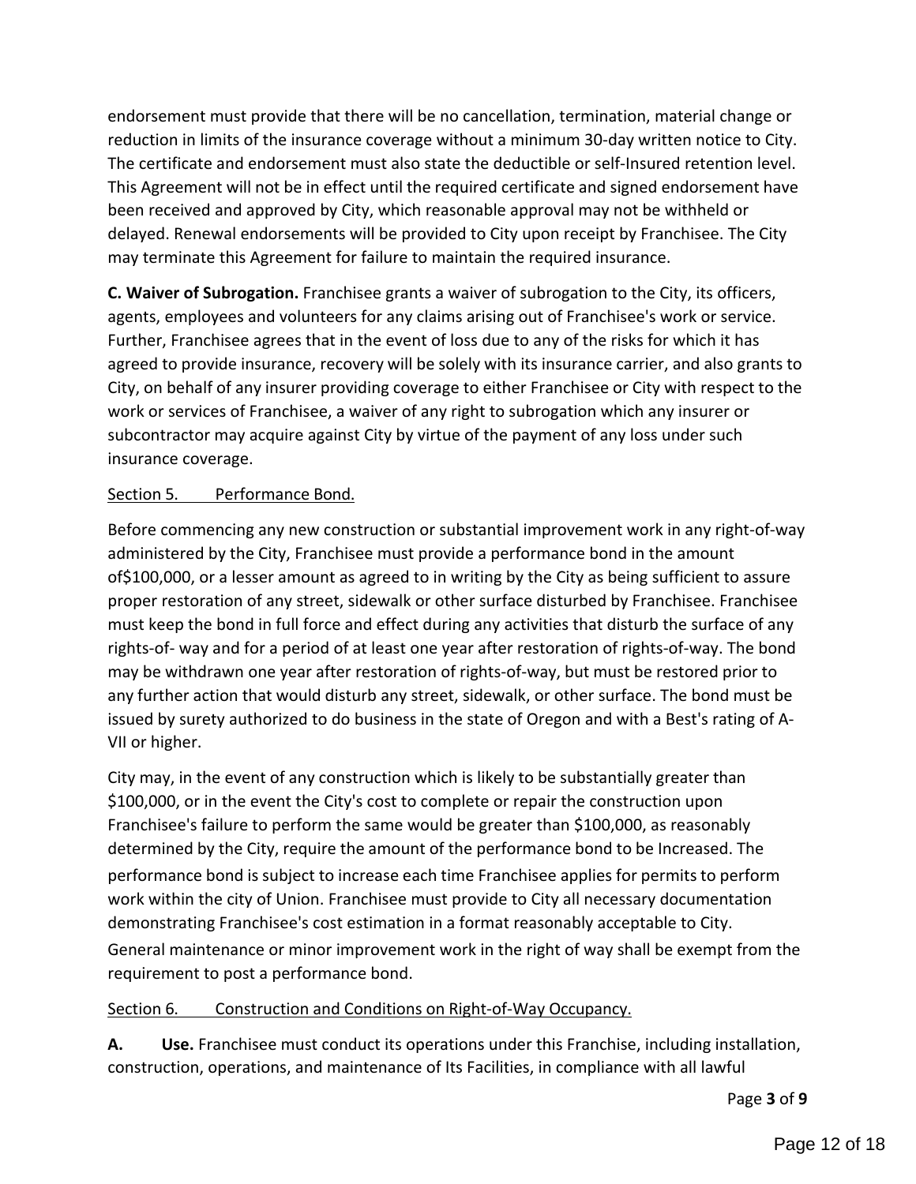endorsement must provide that there will be no cancellation, termination, material change or reduction in limits of the insurance coverage without a minimum 30-day written notice to City. The certificate and endorsement must also state the deductible or self-Insured retention level. This Agreement will not be in effect until the required certificate and signed endorsement have been received and approved by City, which reasonable approval may not be withheld or delayed. Renewal endorsements will be provided to City upon receipt by Franchisee. The City may terminate this Agreement for failure to maintain the required insurance.

**C. Waiver of Subrogation.** Franchisee grants a waiver of subrogation to the City, its officers, agents, employees and volunteers for any claims arising out of Franchisee's work or service. Further, Franchisee agrees that in the event of loss due to any of the risks for which it has agreed to provide insurance, recovery will be solely with its insurance carrier, and also grants to City, on behalf of any insurer providing coverage to either Franchisee or City with respect to the work or services of Franchisee, a waiver of any right to subrogation which any insurer or subcontractor may acquire against City by virtue of the payment of any loss under such insurance coverage.

Section 5. Performance Bond.

Before commencing any new construction or substantial improvement work in any right-of-way administered by the City, Franchisee must provide a performance bond in the amount of$100,000, or a lesser amount as agreed to in writing by the City as being sufficient to assure proper restoration of any street, sidewalk or other surface disturbed by Franchisee. Franchisee must keep the bond in full force and effect during any activities that disturb the surface of any rights-of- way and for a period of at least one year after restoration of rights-of-way. The bond may be withdrawn one year after restoration of rights-of-way, but must be restored prior to any further action that would disturb any street, sidewalk, or other surface. The bond must be issued by surety authorized to do business in the state of Oregon and with a Best's rating of A-VII or higher.

City may, in the event of any construction which is likely to be substantially greater than $100,000, or in the event the City's cost to complete or repair the construction upon Franchisee's failure to perform the same would be greater than $100,000, as reasonably determined by the City, require the amount of the performance bond to be Increased. The performance bond is subject to increase each time Franchisee applies for permits to perform work within the city of Union. Franchisee must provide to City all necessary documentation demonstrating Franchisee's cost estimation in a format reasonably acceptable to City. General maintenance or minor improvement work in the right of way shall be exempt from the requirement to post a performance bond.

Section 6. Construction and Conditions on Right-of-Way Occupancy.

**A. Use.** Franchisee must conduct its operations under this Franchise, including installation, construction, operations, and maintenance of Its Facilities, in compliance with all lawful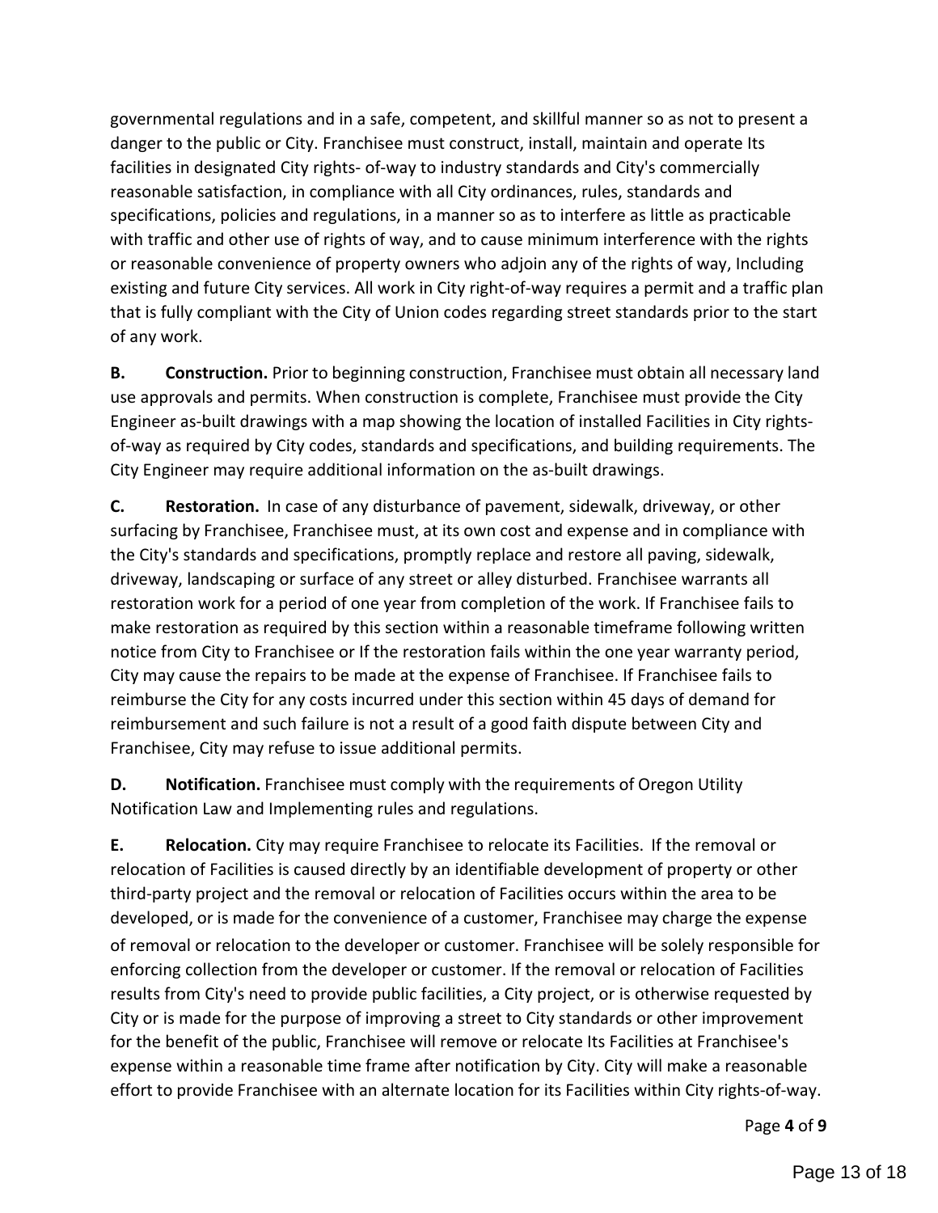governmental regulations and in a safe, competent, and skillful manner so as not to present a danger to the public or City. Franchisee must construct, install, maintain and operate Its facilities in designated City rights- of-way to industry standards and City's commercially reasonable satisfaction, in compliance with all City ordinances, rules, standards and specifications, policies and regulations, in a manner so as to interfere as little as practicable with traffic and other use of rights of way, and to cause minimum interference with the rights or reasonable convenience of property owners who adjoin any of the rights of way, Including existing and future City services. All work in City right-of-way requires a permit and a traffic plan that is fully compliant with the City of Union codes regarding street standards prior to the start of any work.

**B. Construction.** Prior to beginning construction, Franchisee must obtain all necessary land use approvals and permits. When construction is complete, Franchisee must provide the City Engineer as-built drawings with a map showing the location of installed Facilities in City rights-of-way as required by City codes, standards and specifications, and building requirements. The City Engineer may require additional information on the as-built drawings.

**C. Restoration.** In case of any disturbance of pavement, sidewalk, driveway, or other surfacing by Franchisee, Franchisee must, at its own cost and expense and in compliance with the City's standards and specifications, promptly replace and restore all paving, sidewalk, driveway, landscaping or surface of any street or alley disturbed. Franchisee warrants all restoration work for a period of one year from completion of the work. If Franchisee fails to make restoration as required by this section within a reasonable timeframe following written notice from City to Franchisee or If the restoration fails within the one year warranty period, City may cause the repairs to be made at the expense of Franchisee. If Franchisee fails to reimburse the City for any costs incurred under this section within 45 days of demand for reimbursement and such failure is not a result of a good faith dispute between City and Franchisee, City may refuse to issue additional permits.

**D. Notification.** Franchisee must comply with the requirements of Oregon Utility Notification Law and Implementing rules and regulations.

**E. Relocation.** City may require Franchisee to relocate its Facilities. If the removal or relocation of Facilities is caused directly by an identifiable development of property or other third-party project and the removal or relocation of Facilities occurs within the area to be developed, or is made for the convenience of a customer, Franchisee may charge the expense of removal or relocation to the developer or customer. Franchisee will be solely responsible for enforcing collection from the developer or customer. If the removal or relocation of Facilities results from City's need to provide public facilities, a City project, or is otherwise requested by City or is made for the purpose of improving a street to City standards or other improvement for the benefit of the public, Franchisee will remove or relocate Its Facilities at Franchisee's expense within a reasonable time frame after notification by City. City will make a reasonable effort to provide Franchisee with an alternate location for its Facilities within City rights-of-way.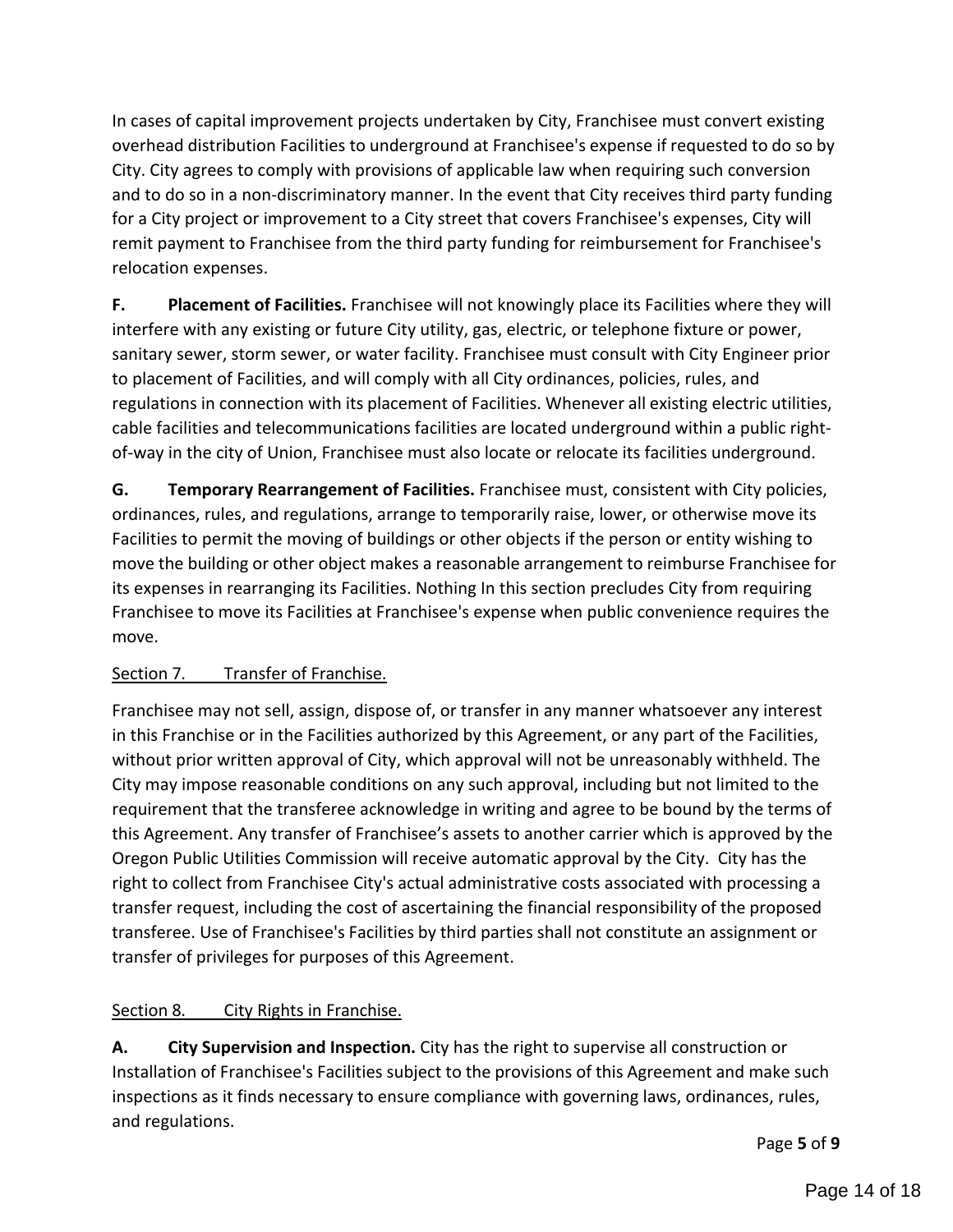In cases of capital improvement projects undertaken by City, Franchisee must convert existing overhead distribution Facilities to underground at Franchisee's expense if requested to do so by City. City agrees to comply with provisions of applicable law when requiring such conversion and to do so in a non-discriminatory manner. In the event that City receives third party funding for a City project or improvement to a City street that covers Franchisee's expenses, City will remit payment to Franchisee from the third party funding for reimbursement for Franchisee's relocation expenses.

**F. Placement of Facilities.** Franchisee will not knowingly place its Facilities where they will interfere with any existing or future City utility, gas, electric, or telephone fixture or power, sanitary sewer, storm sewer, or water facility. Franchisee must consult with City Engineer prior to placement of Facilities, and will comply with all City ordinances, policies, rules, and regulations in connection with its placement of Facilities. Whenever all existing electric utilities, cable facilities and telecommunications facilities are located underground within a public right-of-way in the city of Union, Franchisee must also locate or relocate its facilities underground.

**G. Temporary Rearrangement of Facilities.** Franchisee must, consistent with City policies, ordinances, rules, and regulations, arrange to temporarily raise, lower, or otherwise move its Facilities to permit the moving of buildings or other objects if the person or entity wishing to move the building or other object makes a reasonable arrangement to reimburse Franchisee for its expenses in rearranging its Facilities. Nothing In this section precludes City from requiring Franchisee to move its Facilities at Franchisee's expense when public convenience requires the move.

Section 7. Transfer of Franchise.

Franchisee may not sell, assign, dispose of, or transfer in any manner whatsoever any interest in this Franchise or in the Facilities authorized by this Agreement, or any part of the Facilities, without prior written approval of City, which approval will not be unreasonably withheld. The City may impose reasonable conditions on any such approval, including but not limited to the requirement that the transferee acknowledge in writing and agree to be bound by the terms of this Agreement. Any transfer of Franchisee's assets to another carrier which is approved by the Oregon Public Utilities Commission will receive automatic approval by the City. City has the right to collect from Franchisee City's actual administrative costs associated with processing a transfer request, including the cost of ascertaining the financial responsibility of the proposed transferee. Use of Franchisee's Facilities by third parties shall not constitute an assignment or transfer of privileges for purposes of this Agreement.

Section 8. City Rights in Franchise.

**A. City Supervision and Inspection.** City has the right to supervise all construction or Installation of Franchisee's Facilities subject to the provisions of this Agreement and make such inspections as it finds necessary to ensure compliance with governing laws, ordinances, rules, and regulations.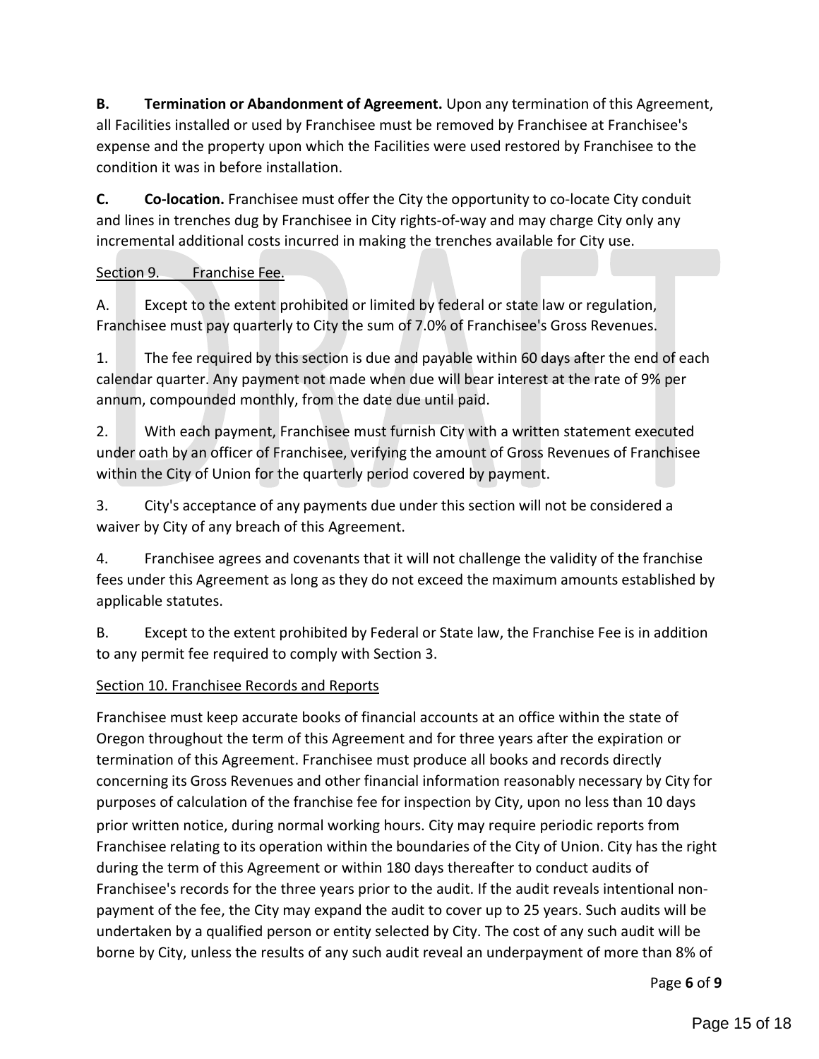**B. Termination or Abandonment of Agreement.** Upon any termination of this Agreement, all Facilities installed or used by Franchisee must be removed by Franchisee at Franchisee's expense and the property upon which the Facilities were used restored by Franchisee to the condition it was in before installation.

**C. Co-location.** Franchisee must offer the City the opportunity to co-locate City conduit and lines in trenches dug by Franchisee in City rights-of-way and may charge City only any incremental additional costs incurred in making the trenches available for City use.

Section 9. Franchise Fee.

A. Except to the extent prohibited or limited by federal or state law or regulation, Franchisee must pay quarterly to City the sum of 7.0% of Franchisee's Gross Revenues.

1. The fee required by this section is due and payable within 60 days after the end of each calendar quarter. Any payment not made when due will bear interest at the rate of 9% per annum, compounded monthly, from the date due until paid.

2. With each payment, Franchisee must furnish City with a written statement executed under oath by an officer of Franchisee, verifying the amount of Gross Revenues of Franchisee within the City of Union for the quarterly period covered by payment.

3. City's acceptance of any payments due under this section will not be considered a waiver by City of any breach of this Agreement.

4. Franchisee agrees and covenants that it will not challenge the validity of the franchise fees under this Agreement as long as they do not exceed the maximum amounts established by applicable statutes.

B. Except to the extent prohibited by Federal or State law, the Franchise Fee is in addition to any permit fee required to comply with Section 3.

Section 10. Franchisee Records and Reports

Franchisee must keep accurate books of financial accounts at an office within the state of Oregon throughout the term of this Agreement and for three years after the expiration or termination of this Agreement. Franchisee must produce all books and records directly concerning its Gross Revenues and other financial information reasonably necessary by City for purposes of calculation of the franchise fee for inspection by City, upon no less than 10 days prior written notice, during normal working hours. City may require periodic reports from Franchisee relating to its operation within the boundaries of the City of Union. City has the right during the term of this Agreement or within 180 days thereafter to conduct audits of Franchisee's records for the three years prior to the audit. If the audit reveals intentional non-payment of the fee, the City may expand the audit to cover up to 25 years. Such audits will be undertaken by a qualified person or entity selected by City. The cost of any such audit will be borne by City, unless the results of any such audit reveal an underpayment of more than 8% of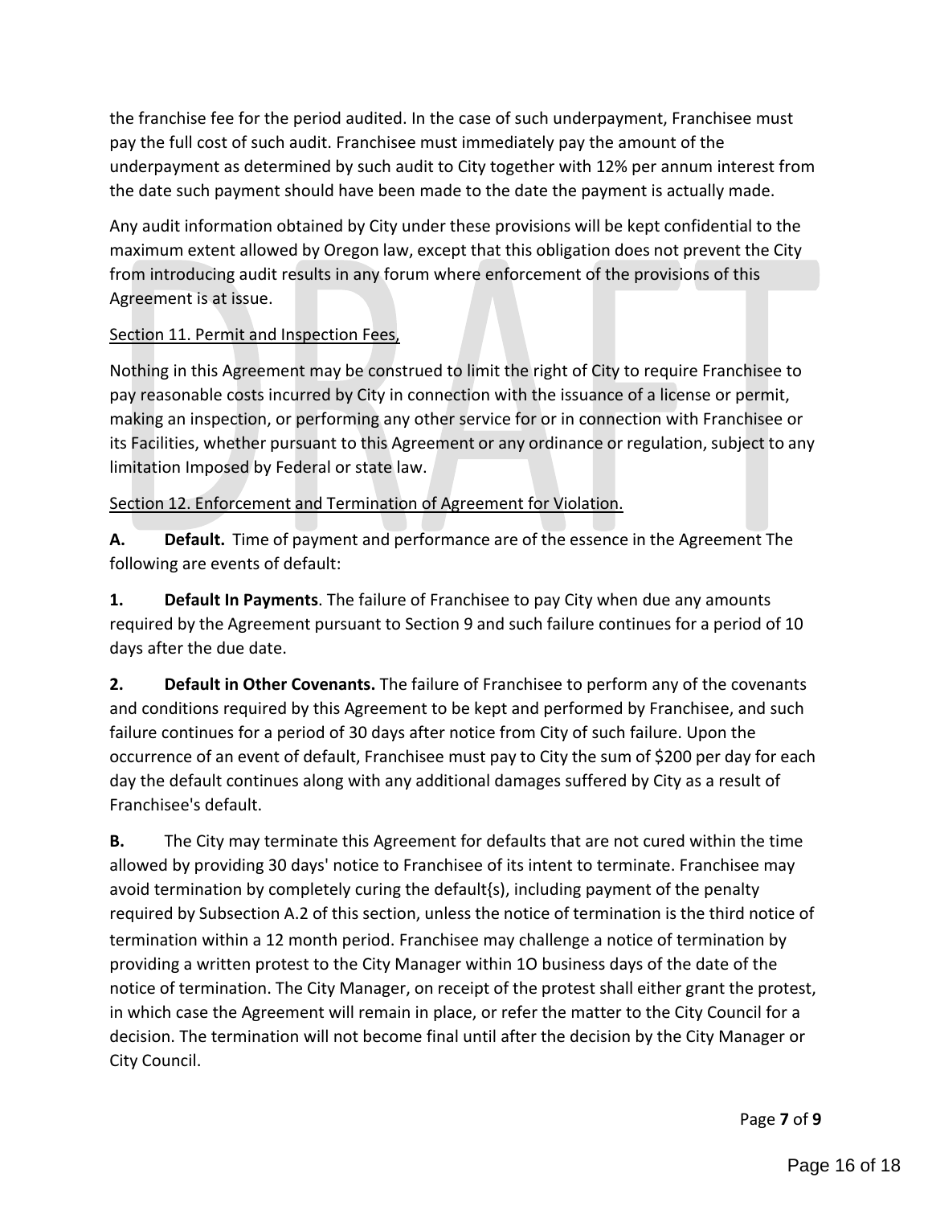the franchise fee for the period audited. In the case of such underpayment, Franchisee must pay the full cost of such audit. Franchisee must immediately pay the amount of the underpayment as determined by such audit to City together with 12% per annum interest from the date such payment should have been made to the date the payment is actually made.

Any audit information obtained by City under these provisions will be kept confidential to the maximum extent allowed by Oregon law, except that this obligation does not prevent the City from introducing audit results in any forum where enforcement of the provisions of this Agreement is at issue.

Section 11. Permit and Inspection Fees,

Nothing in this Agreement may be construed to limit the right of City to require Franchisee to pay reasonable costs incurred by City in connection with the issuance of a license or permit, making an inspection, or performing any other service for or in connection with Franchisee or its Facilities, whether pursuant to this Agreement or any ordinance or regulation, subject to any limitation Imposed by Federal or state law.

Section 12. Enforcement and Termination of Agreement for Violation.

**A. Default.** Time of payment and performance are of the essence in the Agreement The following are events of default:

**1. Default In Payments**. The failure of Franchisee to pay City when due any amounts required by the Agreement pursuant to Section 9 and such failure continues for a period of 10 days after the due date.

**2. Default in Other Covenants.** The failure of Franchisee to perform any of the covenants and conditions required by this Agreement to be kept and performed by Franchisee, and such failure continues for a period of 30 days after notice from City of such failure. Upon the occurrence of an event of default, Franchisee must pay to City the sum of $200 per day for each day the default continues along with any additional damages suffered by City as a result of Franchisee's default.

**B.** The City may terminate this Agreement for defaults that are not cured within the time allowed by providing 30 days' notice to Franchisee of its intent to terminate. Franchisee may avoid termination by completely curing the default{s), including payment of the penalty required by Subsection A.2 of this section, unless the notice of termination is the third notice of termination within a 12 month period. Franchisee may challenge a notice of termination by providing a written protest to the City Manager within 1O business days of the date of the notice of termination. The City Manager, on receipt of the protest shall either grant the protest, in which case the Agreement will remain in place, or refer the matter to the City Council for a decision. The termination will not become final until after the decision by the City Manager or City Council.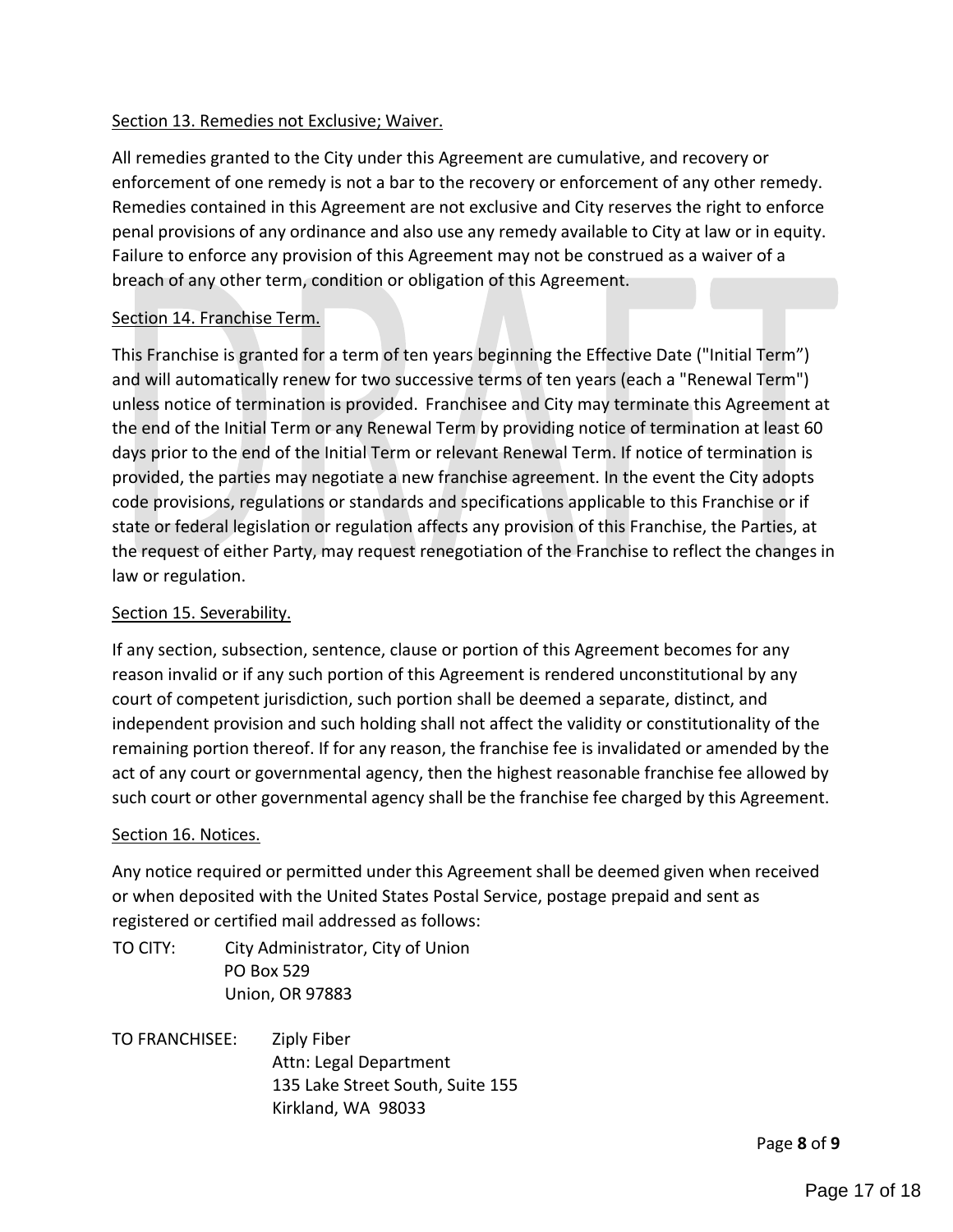Section 13. Remedies not Exclusive; Waiver.

All remedies granted to the City under this Agreement are cumulative, and recovery or enforcement of one remedy is not a bar to the recovery or enforcement of any other remedy. Remedies contained in this Agreement are not exclusive and City reserves the right to enforce penal provisions of any ordinance and also use any remedy available to City at law or in equity. Failure to enforce any provision of this Agreement may not be construed as a waiver of a breach of any other term, condition or obligation of this Agreement.

Section 14. Franchise Term.

This Franchise is granted for a term of ten years beginning the Effective Date ("Initial Term") and will automatically renew for two successive terms of ten years (each a "Renewal Term") unless notice of termination is provided. Franchisee and City may terminate this Agreement at the end of the Initial Term or any Renewal Term by providing notice of termination at least 60 days prior to the end of the Initial Term or relevant Renewal Term. If notice of termination is provided, the parties may negotiate a new franchise agreement. In the event the City adopts code provisions, regulations or standards and specifications applicable to this Franchise or if state or federal legislation or regulation affects any provision of this Franchise, the Parties, at the request of either Party, may request renegotiation of the Franchise to reflect the changes in law or regulation.

Section 15. Severability.

If any section, subsection, sentence, clause or portion of this Agreement becomes for any reason invalid or if any such portion of this Agreement is rendered unconstitutional by any court of competent jurisdiction, such portion shall be deemed a separate, distinct, and independent provision and such holding shall not affect the validity or constitutionality of the remaining portion thereof. If for any reason, the franchise fee is invalidated or amended by the act of any court or governmental agency, then the highest reasonable franchise fee allowed by such court or other governmental agency shall be the franchise fee charged by this Agreement.

Section 16. Notices.

Any notice required or permitted under this Agreement shall be deemed given when received or when deposited with the United States Postal Service, postage prepaid and sent as registered or certified mail addressed as follows:

TO CITY:
City Administrator, City of Union
PO Box 529
Union, OR 97883

TO FRANCHISEE:
Ziply Fiber
Attn: Legal Department
135 Lake Street South, Suite 155
Kirkland, WA 98033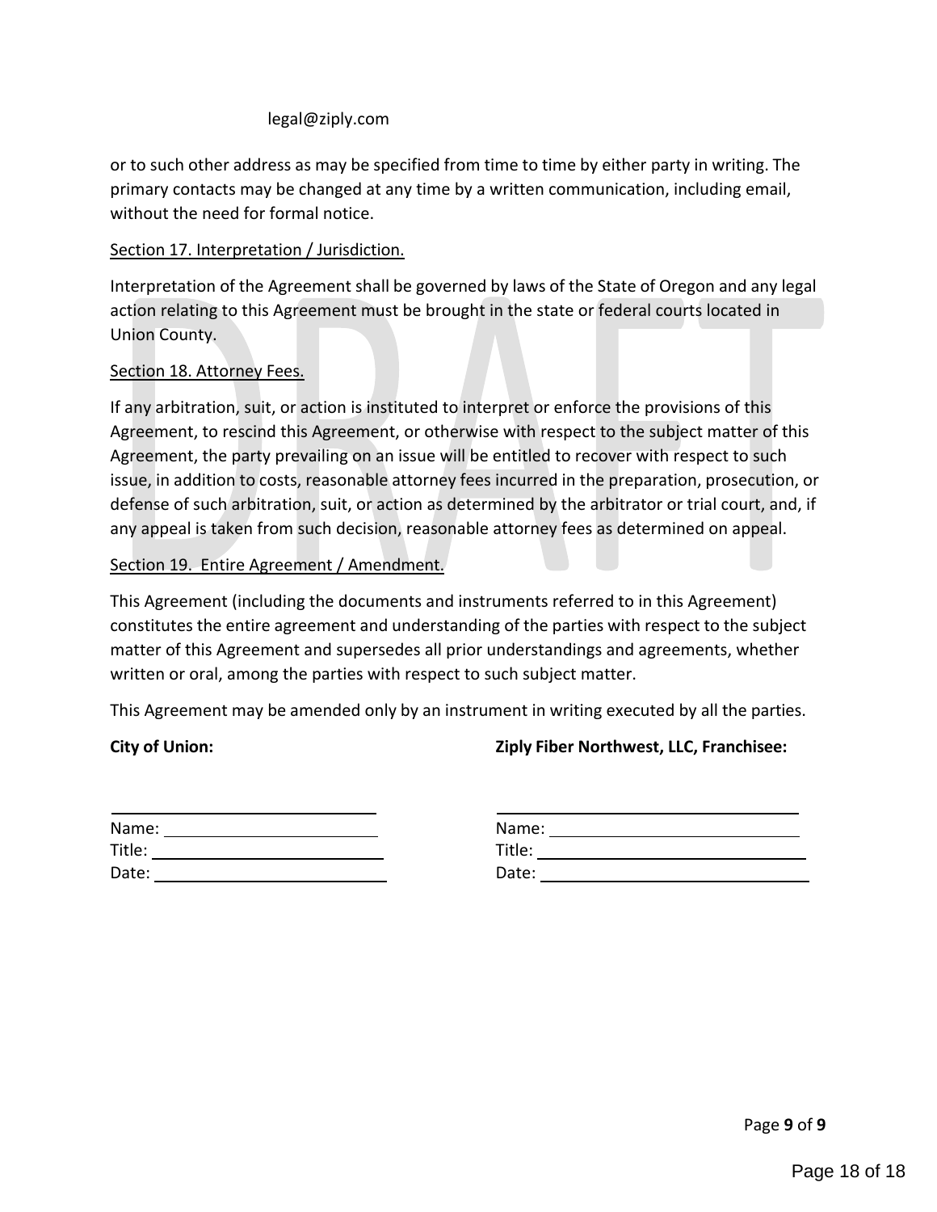legal@ziply.com

or to such other address as may be specified from time to time by either party in writing. The primary contacts may be changed at any time by a written communication, including email, without the need for formal notice.

Section 17. Interpretation / Jurisdiction.

Interpretation of the Agreement shall be governed by laws of the State of Oregon and any legal action relating to this Agreement must be brought in the state or federal courts located in Union County.

Section 18. Attorney Fees.

If any arbitration, suit, or action is instituted to interpret or enforce the provisions of this Agreement, to rescind this Agreement, or otherwise with respect to the subject matter of this Agreement, the party prevailing on an issue will be entitled to recover with respect to such issue, in addition to costs, reasonable attorney fees incurred in the preparation, prosecution, or defense of such arbitration, suit, or action as determined by the arbitrator or trial court, and, if any appeal is taken from such decision, reasonable attorney fees as determined on appeal.

Section 19. Entire Agreement / Amendment.

This Agreement (including the documents and instruments referred to in this Agreement) constitutes the entire agreement and understanding of the parties with respect to the subject matter of this Agreement and supersedes all prior understandings and agreements, whether written or oral, among the parties with respect to such subject matter.

This Agreement may be amended only by an instrument in writing executed by all the parties.

| **City of Union:** | **Ziply Fiber Northwest, LLC, Franchisee:** |
|---|---|
| ______________________________ | ______________________________ |
| Name: ______________________ | Name: ______________________ |
| Title: ______________________ | Title: ______________________ |
| Date: ______________________ | Date: ______________________ |